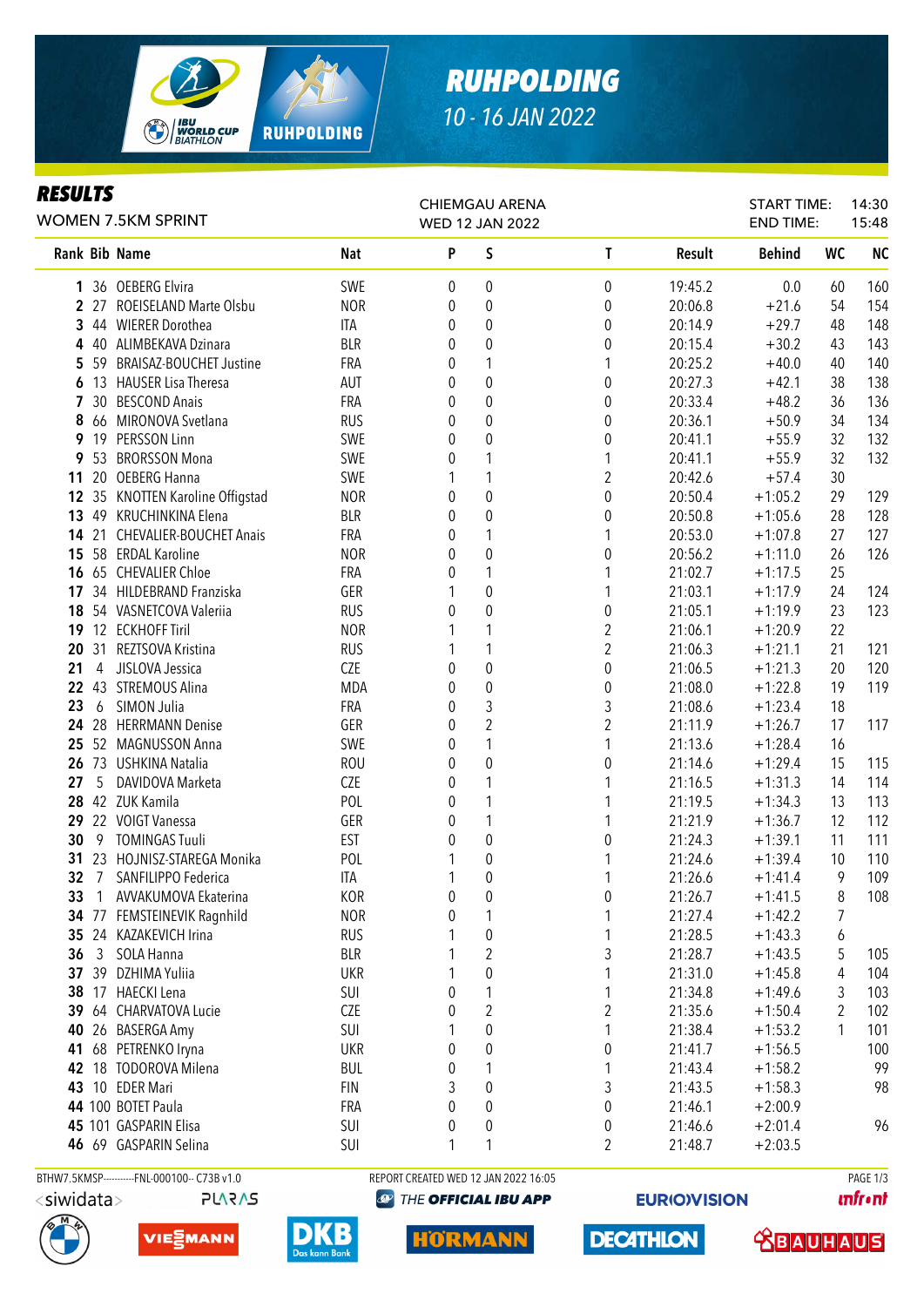# RUHPOLDING

10 - 16 JAN 2022

## RESULTS

WOMEN 7.5KM SPRINT

CHIEMGAU ARENA
WED 12 JAN 2022

START TIME: 14:30
END TIME: 15:48

| Rank | Bib | Name | Nat | P | S | T | Result | Behind | WC | NC |
|---|---|---|---|---|---|---|---|---|---|---|
| 1 | 36 | OEBERG Elvira | SWE | 0 | 0 | 0 | 19:45.2 | 0.0 | 60 | 160 |
| 2 | 27 | ROEISELAND Marte Olsbu | NOR | 0 | 0 | 0 | 20:06.8 | +21.6 | 54 | 154 |
| 3 | 44 | WIERER Dorothea | ITA | 0 | 0 | 0 | 20:14.9 | +29.7 | 48 | 148 |
| 4 | 40 | ALIMBEKAVA Dzinara | BLR | 0 | 0 | 0 | 20:15.4 | +30.2 | 43 | 143 |
| 5 | 59 | BRAISAZ-BOUCHET Justine | FRA | 0 | 1 | 1 | 20:25.2 | +40.0 | 40 | 140 |
| 6 | 13 | HAUSER Lisa Theresa | AUT | 0 | 0 | 0 | 20:27.3 | +42.1 | 38 | 138 |
| 7 | 30 | BESCOND Anais | FRA | 0 | 0 | 0 | 20:33.4 | +48.2 | 36 | 136 |
| 8 | 66 | MIRONOVA Svetlana | RUS | 0 | 0 | 0 | 20:36.1 | +50.9 | 34 | 134 |
| 9 | 19 | PERSSON Linn | SWE | 0 | 0 | 0 | 20:41.1 | +55.9 | 32 | 132 |
| 9 | 53 | BRORSSON Mona | SWE | 0 | 1 | 1 | 20:41.1 | +55.9 | 32 | 132 |
| 11 | 20 | OEBERG Hanna | SWE | 1 | 1 | 2 | 20:42.6 | +57.4 | 30 | |
| 12 | 35 | KNOTTEN Karoline Offigstad | NOR | 0 | 0 | 0 | 20:50.4 | +1:05.2 | 29 | 129 |
| 13 | 49 | KRUCHINKINA Elena | BLR | 0 | 0 | 0 | 20:50.8 | +1:05.6 | 28 | 128 |
| 14 | 21 | CHEVALIER-BOUCHET Anais | FRA | 0 | 1 | 1 | 20:53.0 | +1:07.8 | 27 | 127 |
| 15 | 58 | ERDAL Karoline | NOR | 0 | 0 | 0 | 20:56.2 | +1:11.0 | 26 | 126 |
| 16 | 65 | CHEVALIER Chloe | FRA | 0 | 1 | 1 | 21:02.7 | +1:17.5 | 25 | |
| 17 | 34 | HILDEBRAND Franziska | GER | 1 | 0 | 1 | 21:03.1 | +1:17.9 | 24 | 124 |
| 18 | 54 | VASNETCOVA Valeriia | RUS | 0 | 0 | 0 | 21:05.1 | +1:19.9 | 23 | 123 |
| 19 | 12 | ECKHOFF Tiril | NOR | 1 | 1 | 2 | 21:06.1 | +1:20.9 | 22 | |
| 20 | 31 | REZTSOVA Kristina | RUS | 1 | 1 | 2 | 21:06.3 | +1:21.1 | 21 | 121 |
| 21 | 4 | JISLOVA Jessica | CZE | 0 | 0 | 0 | 21:06.5 | +1:21.3 | 20 | 120 |
| 22 | 43 | STREMOUS Alina | MDA | 0 | 0 | 0 | 21:08.0 | +1:22.8 | 19 | 119 |
| 23 | 6 | SIMON Julia | FRA | 0 | 3 | 3 | 21:08.6 | +1:23.4 | 18 | |
| 24 | 28 | HERRMANN Denise | GER | 0 | 2 | 2 | 21:11.9 | +1:26.7 | 17 | 117 |
| 25 | 52 | MAGNUSSON Anna | SWE | 0 | 1 | 1 | 21:13.6 | +1:28.4 | 16 | |
| 26 | 73 | USHKINA Natalia | ROU | 0 | 0 | 0 | 21:14.6 | +1:29.4 | 15 | 115 |
| 27 | 5 | DAVIDOVA Marketa | CZE | 0 | 1 | 1 | 21:16.5 | +1:31.3 | 14 | 114 |
| 28 | 42 | ZUK Kamila | POL | 0 | 1 | 1 | 21:19.5 | +1:34.3 | 13 | 113 |
| 29 | 22 | VOIGT Vanessa | GER | 0 | 1 | 1 | 21:21.9 | +1:36.7 | 12 | 112 |
| 30 | 9 | TOMINGAS Tuuli | EST | 0 | 0 | 0 | 21:24.3 | +1:39.1 | 11 | 111 |
| 31 | 23 | HOJNISZ-STAREGA Monika | POL | 1 | 0 | 1 | 21:24.6 | +1:39.4 | 10 | 110 |
| 32 | 7 | SANFILIPPO Federica | ITA | 1 | 0 | 1 | 21:26.6 | +1:41.4 | 9 | 109 |
| 33 | 1 | AVVAKUMOVA Ekaterina | KOR | 0 | 0 | 0 | 21:26.7 | +1:41.5 | 8 | 108 |
| 34 | 77 | FEMSTEINEVIK Ragnhild | NOR | 0 | 1 | 1 | 21:27.4 | +1:42.2 | 7 | |
| 35 | 24 | KAZAKEVICH Irina | RUS | 1 | 0 | 1 | 21:28.5 | +1:43.3 | 6 | |
| 36 | 3 | SOLA Hanna | BLR | 1 | 2 | 3 | 21:28.7 | +1:43.5 | 5 | 105 |
| 37 | 39 | DZHIMA Yuliia | UKR | 1 | 0 | 1 | 21:31.0 | +1:45.8 | 4 | 104 |
| 38 | 17 | HAECKI Lena | SUI | 0 | 1 | 1 | 21:34.8 | +1:49.6 | 3 | 103 |
| 39 | 64 | CHARVATOVA Lucie | CZE | 0 | 2 | 2 | 21:35.6 | +1:50.4 | 2 | 102 |
| 40 | 26 | BASERGA Amy | SUI | 1 | 0 | 1 | 21:38.4 | +1:53.2 | 1 | 101 |
| 41 | 68 | PETRENKO Iryna | UKR | 0 | 0 | 0 | 21:41.7 | +1:56.5 | | 100 |
| 42 | 18 | TODOROVA Milena | BUL | 0 | 1 | 1 | 21:43.4 | +1:58.2 | | 99 |
| 43 | 10 | EDER Mari | FIN | 3 | 0 | 3 | 21:43.5 | +1:58.3 | | 98 |
| 44 | 100 | BOTET Paula | FRA | 0 | 0 | 0 | 21:46.1 | +2:00.9 | | |
| 45 | 101 | GASPARIN Elisa | SUI | 0 | 0 | 0 | 21:46.6 | +2:01.4 | | 96 |
| 46 | 69 | GASPARIN Selina | SUI | 1 | 1 | 2 | 21:48.7 | +2:03.5 | | |

BTHW7.5KMSP-----------FNL-000100-- C73B v1.0 REPORT CREATED WED 12 JAN 2022 16:05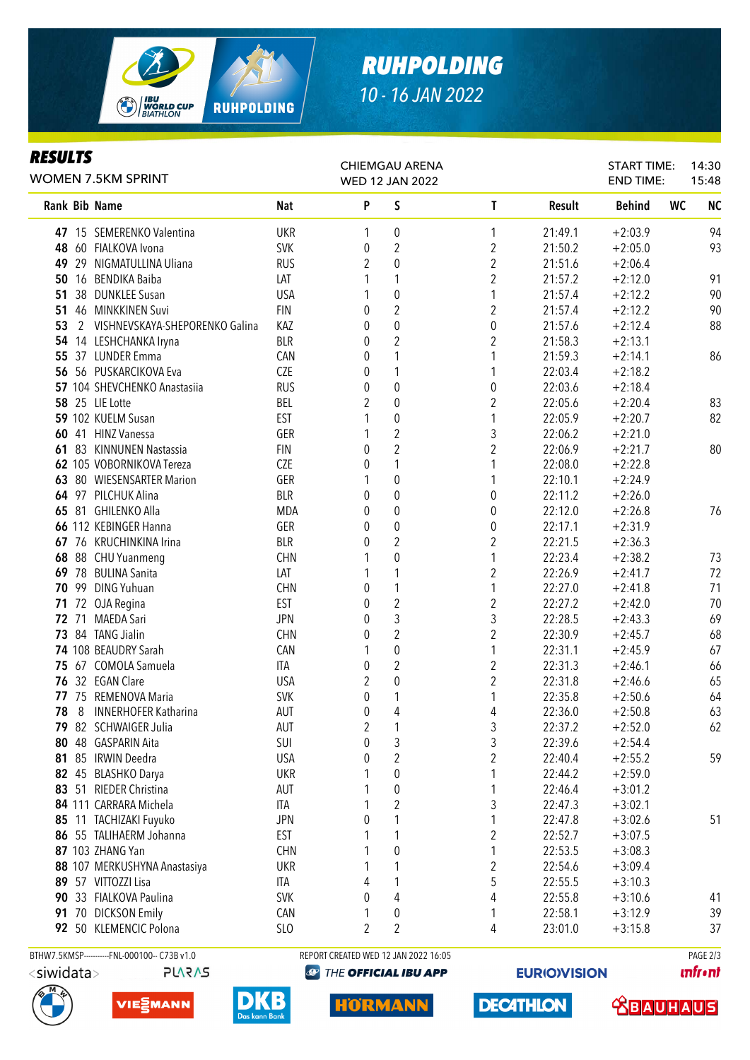# RUHPOLDING

10 - 16 JAN 2022

## RESULTS

WOMEN 7.5KM SPRINT

CHIEMGAU ARENA
WED 12 JAN 2022

START TIME: 14:30
END TIME: 15:48

| Rank | Bib | Name | Nat | P | S | T | Result | Behind | WC | NC |
|---|---|---|---|---|---|---|---|---|---|---|
| 47 | 15 | SEMERENKO Valentina | UKR | 1 | 0 | 1 | 21:49.1 | +2:03.9 | | 94 |
| 48 | 60 | FIALKOVA Ivona | SVK | 0 | 2 | 2 | 21:50.2 | +2:05.0 | | 93 |
| 49 | 29 | NIGMATULLINA Uliana | RUS | 2 | 0 | 2 | 21:51.6 | +2:06.4 | | |
| 50 | 16 | BENDIKA Baiba | LAT | 1 | 1 | 2 | 21:57.2 | +2:12.0 | | 91 |
| 51 | 38 | DUNKLEE Susan | USA | 1 | 0 | 1 | 21:57.4 | +2:12.2 | | 90 |
| 51 | 46 | MINKKINEN Suvi | FIN | 0 | 2 | 2 | 21:57.4 | +2:12.2 | | 90 |
| 53 | 2 | VISHNEVSKAYA-SHEPORENKO Galina | KAZ | 0 | 0 | 0 | 21:57.6 | +2:12.4 | | 88 |
| 54 | 14 | LESHCHANKA Iryna | BLR | 0 | 2 | 2 | 21:58.3 | +2:13.1 | | |
| 55 | 37 | LUNDER Emma | CAN | 0 | 1 | 1 | 21:59.3 | +2:14.1 | | 86 |
| 56 | 56 | PUSKARCIKOVA Eva | CZE | 0 | 1 | 1 | 22:03.4 | +2:18.2 | | |
| 57 | 104 | SHEVCHENKO Anastasiia | RUS | 0 | 0 | 0 | 22:03.6 | +2:18.4 | | |
| 58 | 25 | LIE Lotte | BEL | 2 | 0 | 2 | 22:05.6 | +2:20.4 | | 83 |
| 59 | 102 | KUELM Susan | EST | 1 | 0 | 1 | 22:05.9 | +2:20.7 | | 82 |
| 60 | 41 | HINZ Vanessa | GER | 1 | 2 | 3 | 22:06.2 | +2:21.0 | | |
| 61 | 83 | KINNUNEN Nastassia | FIN | 0 | 2 | 2 | 22:06.9 | +2:21.7 | | 80 |
| 62 | 105 | VOBORNIKOVA Tereza | CZE | 0 | 1 | 1 | 22:08.0 | +2:22.8 | | |
| 63 | 80 | WIESENSARTER Marion | GER | 1 | 0 | 1 | 22:10.1 | +2:24.9 | | |
| 64 | 97 | PILCHUK Alina | BLR | 0 | 0 | 0 | 22:11.2 | +2:26.0 | | |
| 65 | 81 | GHILENKO Alla | MDA | 0 | 0 | 0 | 22:12.0 | +2:26.8 | | 76 |
| 66 | 112 | KEBINGER Hanna | GER | 0 | 0 | 0 | 22:17.1 | +2:31.9 | | |
| 67 | 76 | KRUCHINKINA Irina | BLR | 0 | 2 | 2 | 22:21.5 | +2:36.3 | | |
| 68 | 88 | CHU Yuanmeng | CHN | 1 | 0 | 1 | 22:23.4 | +2:38.2 | | 73 |
| 69 | 78 | BULINA Sanita | LAT | 1 | 1 | 2 | 22:26.9 | +2:41.7 | | 72 |
| 70 | 99 | DING Yuhuan | CHN | 0 | 1 | 1 | 22:27.0 | +2:41.8 | | 71 |
| 71 | 72 | OJA Regina | EST | 0 | 2 | 2 | 22:27.2 | +2:42.0 | | 70 |
| 72 | 71 | MAEDA Sari | JPN | 0 | 3 | 3 | 22:28.5 | +2:43.3 | | 69 |
| 73 | 84 | TANG Jialin | CHN | 0 | 2 | 2 | 22:30.9 | +2:45.7 | | 68 |
| 74 | 108 | BEAUDRY Sarah | CAN | 1 | 0 | 1 | 22:31.1 | +2:45.9 | | 67 |
| 75 | 67 | COMOLA Samuela | ITA | 0 | 2 | 2 | 22:31.3 | +2:46.1 | | 66 |
| 76 | 32 | EGAN Clare | USA | 2 | 0 | 2 | 22:31.8 | +2:46.6 | | 65 |
| 77 | 75 | REMENOVA Maria | SVK | 0 | 1 | 1 | 22:35.8 | +2:50.6 | | 64 |
| 78 | 8 | INNERHOFER Katharina | AUT | 0 | 4 | 4 | 22:36.0 | +2:50.8 | | 63 |
| 79 | 82 | SCHWAIGER Julia | AUT | 2 | 1 | 3 | 22:37.2 | +2:52.0 | | 62 |
| 80 | 48 | GASPARIN Aita | SUI | 0 | 3 | 3 | 22:39.6 | +2:54.4 | | |
| 81 | 85 | IRWIN Deedra | USA | 0 | 2 | 2 | 22:40.4 | +2:55.2 | | 59 |
| 82 | 45 | BLASHKO Darya | UKR | 1 | 0 | 1 | 22:44.2 | +2:59.0 | | |
| 83 | 51 | RIEDER Christina | AUT | 1 | 0 | 1 | 22:46.4 | +3:01.2 | | |
| 84 | 111 | CARRARA Michela | ITA | 1 | 2 | 3 | 22:47.3 | +3:02.1 | | |
| 85 | 11 | TACHIZAKI Fuyuko | JPN | 0 | 1 | 1 | 22:47.8 | +3:02.6 | | 51 |
| 86 | 55 | TALIHAERM Johanna | EST | 1 | 1 | 2 | 22:52.7 | +3:07.5 | | |
| 87 | 103 | ZHANG Yan | CHN | 1 | 0 | 1 | 22:53.5 | +3:08.3 | | |
| 88 | 107 | MERKUSHYNA Anastasiya | UKR | 1 | 1 | 2 | 22:54.6 | +3:09.4 | | |
| 89 | 57 | VITTOZZI Lisa | ITA | 4 | 1 | 5 | 22:55.5 | +3:10.3 | | |
| 90 | 33 | FIALKOVA Paulina | SVK | 0 | 4 | 4 | 22:55.8 | +3:10.6 | | 41 |
| 91 | 70 | DICKSON Emily | CAN | 1 | 0 | 1 | 22:58.1 | +3:12.9 | | 39 |
| 92 | 50 | KLEMENCIC Polona | SLO | 2 | 2 | 4 | 23:01.0 | +3:15.8 | | 37 |

BTHW7.5KMSP----------FNL-000100-- C73B v1.0 REPORT CREATED WED 12 JAN 2022 16:05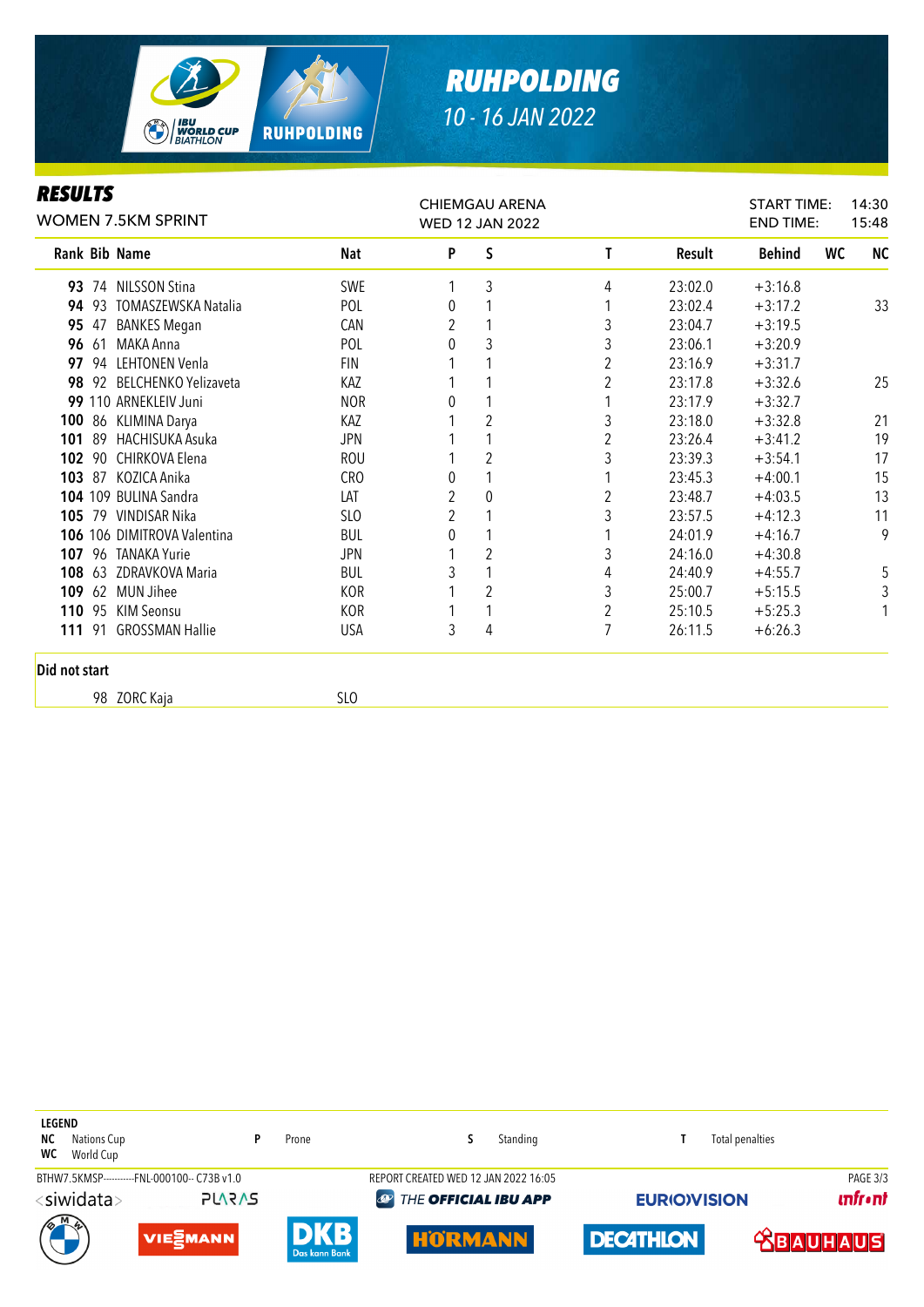# RUHPOLDING

10 - 16 JAN 2022

## RESULTS

WOMEN 7.5KM SPRINT

CHIEMGAU ARENA
WED 12 JAN 2022

START TIME: 14:30
END TIME: 15:48

| Rank | Bib | Name | Nat | P | S | T | Result | Behind | WC | NC |
|---|---|---|---|---|---|---|---|---|---|---|
| **93** | 74 | NILSSON Stina | SWE | 1 | 3 | 4 | 23:02.0 | +3:16.8 | | |
| **94** | 93 | TOMASZEWSKA Natalia | POL | 0 | 1 | 1 | 23:02.4 | +3:17.2 | | 33 |
| **95** | 47 | BANKES Megan | CAN | 2 | 1 | 3 | 23:04.7 | +3:19.5 | | |
| **96** | 61 | MAKA Anna | POL | 0 | 3 | 3 | 23:06.1 | +3:20.9 | | |
| **97** | 94 | LEHTONEN Venla | FIN | 1 | 1 | 2 | 23:16.9 | +3:31.7 | | |
| **98** | 92 | BELCHENKO Yelizaveta | KAZ | 1 | 1 | 2 | 23:17.8 | +3:32.6 | | 25 |
| **99** | 110 | ARNEKLEIV Juni | NOR | 0 | 1 | 1 | 23:17.9 | +3:32.7 | | |
| **100** | 86 | KLIMINA Darya | KAZ | 1 | 2 | 3 | 23:18.0 | +3:32.8 | | 21 |
| **101** | 89 | HACHISUKA Asuka | JPN | 1 | 1 | 2 | 23:26.4 | +3:41.2 | | 19 |
| **102** | 90 | CHIRKOVA Elena | ROU | 1 | 2 | 3 | 23:39.3 | +3:54.1 | | 17 |
| **103** | 87 | KOZICA Anika | CRO | 0 | 1 | 1 | 23:45.3 | +4:00.1 | | 15 |
| **104** | 109 | BULINA Sandra | LAT | 2 | 0 | 2 | 23:48.7 | +4:03.5 | | 13 |
| **105** | 79 | VINDISAR Nika | SLO | 2 | 1 | 3 | 23:57.5 | +4:12.3 | | 11 |
| **106** | 106 | DIMITROVA Valentina | BUL | 0 | 1 | 1 | 24:01.9 | +4:16.7 | | 9 |
| **107** | 96 | TANAKA Yurie | JPN | 1 | 2 | 3 | 24:16.0 | +4:30.8 | | |
| **108** | 63 | ZDRAVKOVA Maria | BUL | 3 | 1 | 4 | 24:40.9 | +4:55.7 | | 5 |
| **109** | 62 | MUN Jihee | KOR | 1 | 2 | 3 | 25:00.7 | +5:15.5 | | 3 |
| **110** | 95 | KIM Seonsu | KOR | 1 | 1 | 2 | 25:10.5 | +5:25.3 | | 1 |
| **111** | 91 | GROSSMAN Hallie | USA | 3 | 4 | 7 | 26:11.5 | +6:26.3 | | |

**Did not start**

| Bib | Name | Nat |
|---|---|---|
| 98 | ZORC Kaja | SLO |

**LEGEND**
**NC** Nations Cup
**WC** World Cup
**P** Prone
**S** Standing
**T** Total penalties

BTHW7.5KMSP-----------FNL-000100-- C73B v1.0
REPORT CREATED WED 12 JAN 2022 16:05